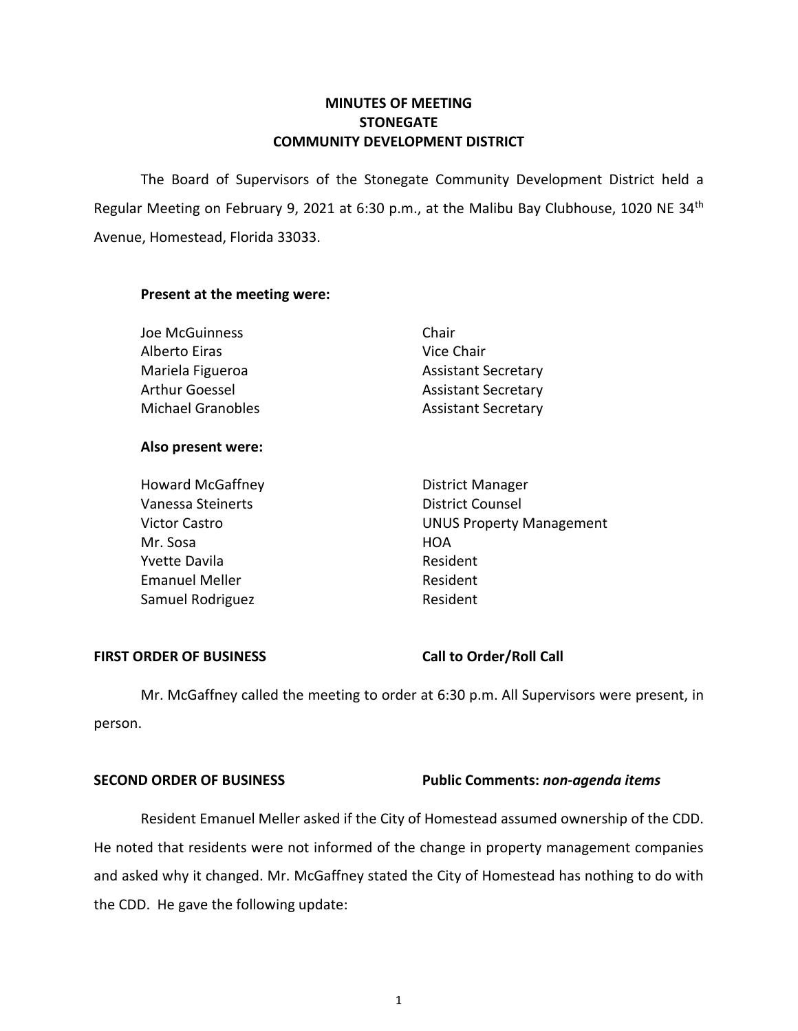# MINUTES OF MEETING
# STONEGATE
# COMMUNITY DEVELOPMENT DISTRICT

The Board of Supervisors of the Stonegate Community Development District held a Regular Meeting on February 9, 2021 at 6:30 p.m., at the Malibu Bay Clubhouse, 1020 NE 34th Avenue, Homestead, Florida 33033.

**Present at the meeting were:**

| | |
|---|---|
| Joe McGuinness | Chair |
| Alberto Eiras | Vice Chair |
| Mariela Figueroa | Assistant Secretary |
| Arthur Goessel | Assistant Secretary |
| Michael Granobles | Assistant Secretary |

**Also present were:**

| | |
|---|---|
| Howard McGaffney | District Manager |
| Vanessa Steinerts | District Counsel |
| Victor Castro | UNUS Property Management |
| Mr. Sosa | HOA |
| Yvette Davila | Resident |
| Emanuel Meller | Resident |
| Samuel Rodriguez | Resident |

**FIRST ORDER OF BUSINESS** **Call to Order/Roll Call**

Mr. McGaffney called the meeting to order at 6:30 p.m. All Supervisors were present, in person.

**SECOND ORDER OF BUSINESS** **Public Comments: *non-agenda items***

Resident Emanuel Meller asked if the City of Homestead assumed ownership of the CDD. He noted that residents were not informed of the change in property management companies and asked why it changed. Mr. McGaffney stated the City of Homestead has nothing to do with the CDD. He gave the following update: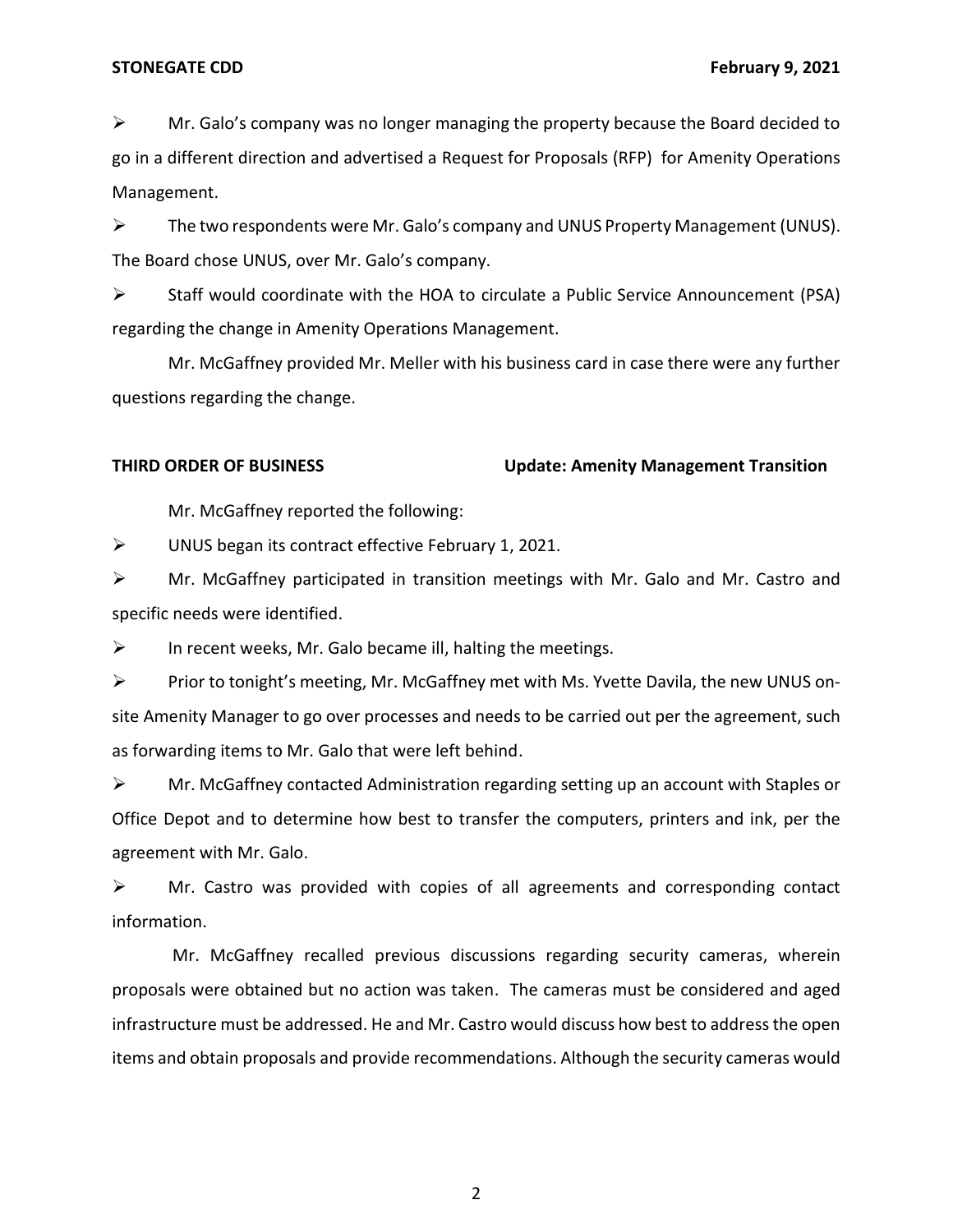➢ Mr. Galo's company was no longer managing the property because the Board decided to go in a different direction and advertised a Request for Proposals (RFP) for Amenity Operations Management.

➢ The two respondents were Mr. Galo's company and UNUS Property Management (UNUS). The Board chose UNUS, over Mr. Galo's company.

➢ Staff would coordinate with the HOA to circulate a Public Service Announcement (PSA) regarding the change in Amenity Operations Management.

Mr. McGaffney provided Mr. Meller with his business card in case there were any further questions regarding the change.

**THIRD ORDER OF BUSINESS** **Update: Amenity Management Transition**

Mr. McGaffney reported the following:

➢ UNUS began its contract effective February 1, 2021.

➢ Mr. McGaffney participated in transition meetings with Mr. Galo and Mr. Castro and specific needs were identified.

➢ In recent weeks, Mr. Galo became ill, halting the meetings.

➢ Prior to tonight's meeting, Mr. McGaffney met with Ms. Yvette Davila, the new UNUS on-site Amenity Manager to go over processes and needs to be carried out per the agreement, such as forwarding items to Mr. Galo that were left behind.

➢ Mr. McGaffney contacted Administration regarding setting up an account with Staples or Office Depot and to determine how best to transfer the computers, printers and ink, per the agreement with Mr. Galo.

➢ Mr. Castro was provided with copies of all agreements and corresponding contact information.

Mr. McGaffney recalled previous discussions regarding security cameras, wherein proposals were obtained but no action was taken. The cameras must be considered and aged infrastructure must be addressed. He and Mr. Castro would discuss how best to address the open items and obtain proposals and provide recommendations. Although the security cameras would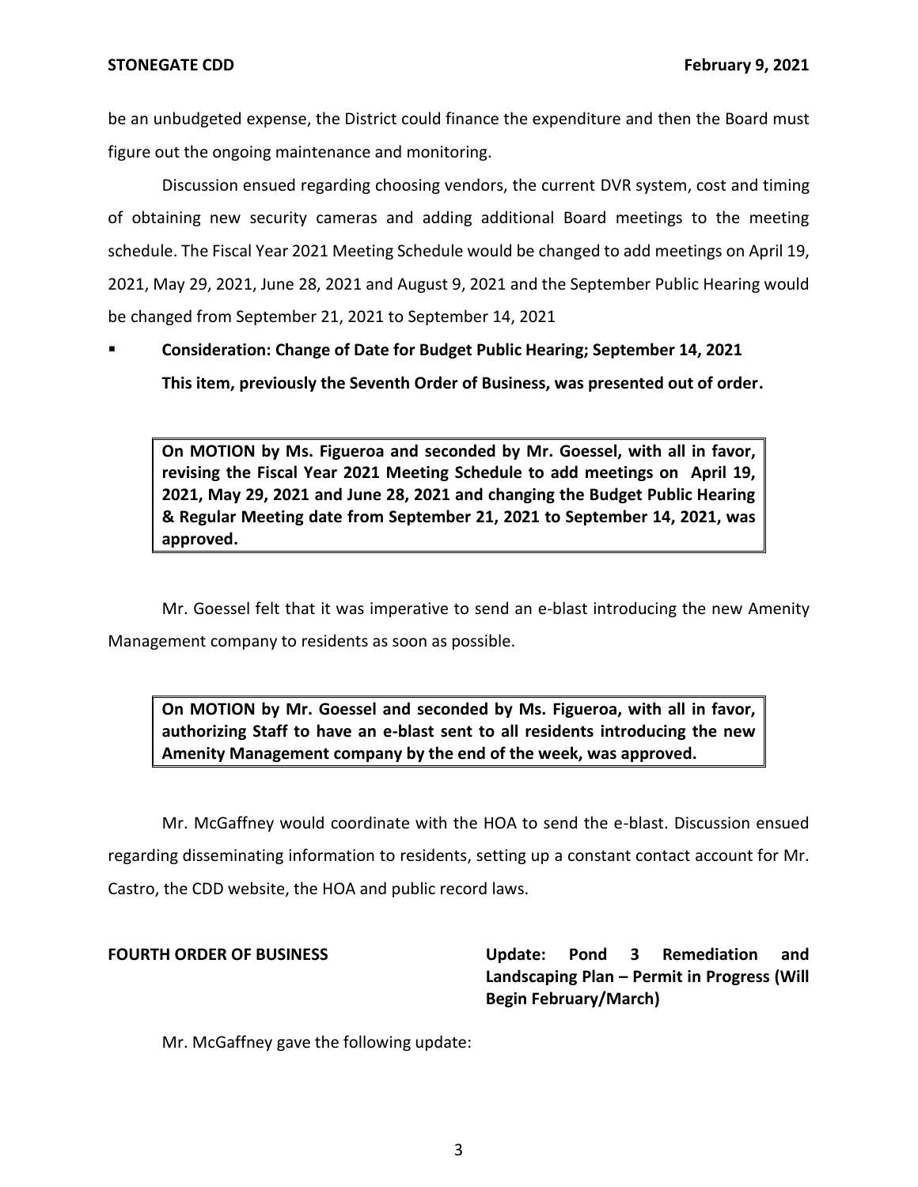be an unbudgeted expense, the District could finance the expenditure and then the Board must figure out the ongoing maintenance and monitoring.

Discussion ensued regarding choosing vendors, the current DVR system, cost and timing of obtaining new security cameras and adding additional Board meetings to the meeting schedule. The Fiscal Year 2021 Meeting Schedule would be changed to add meetings on April 19, 2021, May 29, 2021, June 28, 2021 and August 9, 2021 and the September Public Hearing would be changed from September 21, 2021 to September 14, 2021

- **Consideration: Change of Date for Budget Public Hearing; September 14, 2021**

  **This item, previously the Seventh Order of Business, was presented out of order.**

> **On MOTION by Ms. Figueroa and seconded by Mr. Goessel, with all in favor, revising the Fiscal Year 2021 Meeting Schedule to add meetings on April 19, 2021, May 29, 2021 and June 28, 2021 and changing the Budget Public Hearing & Regular Meeting date from September 21, 2021 to September 14, 2021, was approved.**

Mr. Goessel felt that it was imperative to send an e-blast introducing the new Amenity Management company to residents as soon as possible.

> **On MOTION by Mr. Goessel and seconded by Ms. Figueroa, with all in favor, authorizing Staff to have an e-blast sent to all residents introducing the new Amenity Management company by the end of the week, was approved.**

Mr. McGaffney would coordinate with the HOA to send the e-blast. Discussion ensued regarding disseminating information to residents, setting up a constant contact account for Mr. Castro, the CDD website, the HOA and public record laws.

**FOURTH ORDER OF BUSINESS** **Update: Pond 3 Remediation and Landscaping Plan – Permit in Progress (Will Begin February/March)**

Mr. McGaffney gave the following update: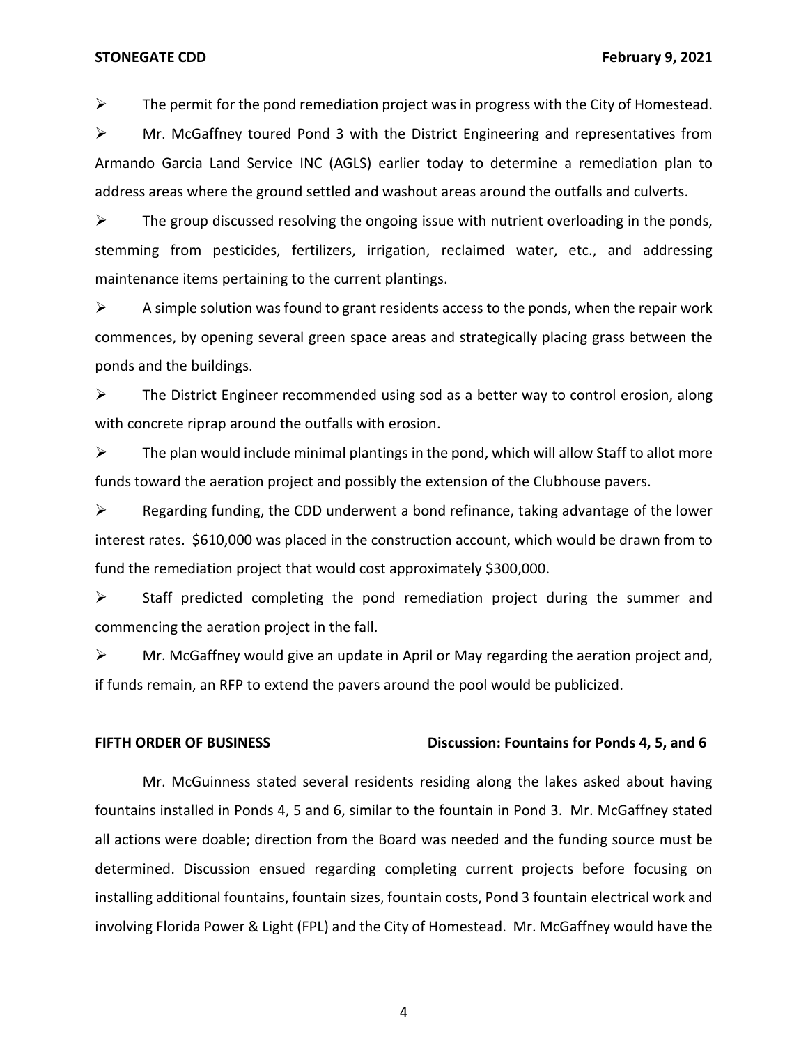- The permit for the pond remediation project was in progress with the City of Homestead.
- Mr. McGaffney toured Pond 3 with the District Engineering and representatives from Armando Garcia Land Service INC (AGLS) earlier today to determine a remediation plan to address areas where the ground settled and washout areas around the outfalls and culverts.
- The group discussed resolving the ongoing issue with nutrient overloading in the ponds, stemming from pesticides, fertilizers, irrigation, reclaimed water, etc., and addressing maintenance items pertaining to the current plantings.
- A simple solution was found to grant residents access to the ponds, when the repair work commences, by opening several green space areas and strategically placing grass between the ponds and the buildings.
- The District Engineer recommended using sod as a better way to control erosion, along with concrete riprap around the outfalls with erosion.
- The plan would include minimal plantings in the pond, which will allow Staff to allot more funds toward the aeration project and possibly the extension of the Clubhouse pavers.
- Regarding funding, the CDD underwent a bond refinance, taking advantage of the lower interest rates. $610,000 was placed in the construction account, which would be drawn from to fund the remediation project that would cost approximately $300,000.
- Staff predicted completing the pond remediation project during the summer and commencing the aeration project in the fall.
- Mr. McGaffney would give an update in April or May regarding the aeration project and, if funds remain, an RFP to extend the pavers around the pool would be publicized.

**FIFTH ORDER OF BUSINESS** **Discussion: Fountains for Ponds 4, 5, and 6**

Mr. McGuinness stated several residents residing along the lakes asked about having fountains installed in Ponds 4, 5 and 6, similar to the fountain in Pond 3. Mr. McGaffney stated all actions were doable; direction from the Board was needed and the funding source must be determined. Discussion ensued regarding completing current projects before focusing on installing additional fountains, fountain sizes, fountain costs, Pond 3 fountain electrical work and involving Florida Power & Light (FPL) and the City of Homestead. Mr. McGaffney would have the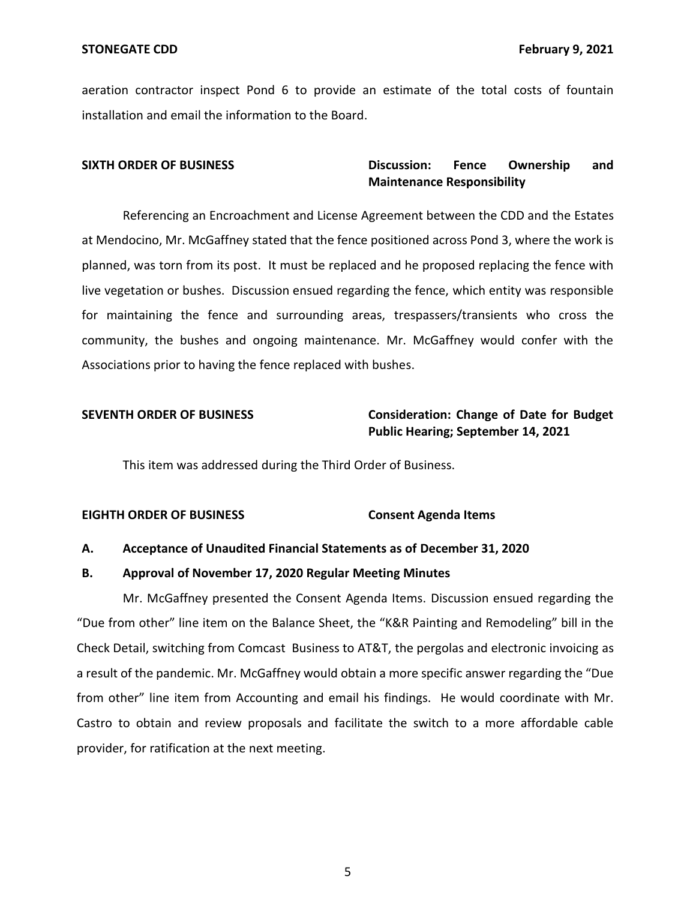aeration contractor inspect Pond 6 to provide an estimate of the total costs of fountain installation and email the information to the Board.

**SIXTH ORDER OF BUSINESS** **Discussion: Fence Ownership and Maintenance Responsibility**

Referencing an Encroachment and License Agreement between the CDD and the Estates at Mendocino, Mr. McGaffney stated that the fence positioned across Pond 3, where the work is planned, was torn from its post. It must be replaced and he proposed replacing the fence with live vegetation or bushes. Discussion ensued regarding the fence, which entity was responsible for maintaining the fence and surrounding areas, trespassers/transients who cross the community, the bushes and ongoing maintenance. Mr. McGaffney would confer with the Associations prior to having the fence replaced with bushes.

**SEVENTH ORDER OF BUSINESS** **Consideration: Change of Date for Budget Public Hearing; September 14, 2021**

This item was addressed during the Third Order of Business.

**EIGHTH ORDER OF BUSINESS** **Consent Agenda Items**

**A. Acceptance of Unaudited Financial Statements as of December 31, 2020**

**B. Approval of November 17, 2020 Regular Meeting Minutes**

Mr. McGaffney presented the Consent Agenda Items. Discussion ensued regarding the "Due from other" line item on the Balance Sheet, the "K&R Painting and Remodeling" bill in the Check Detail, switching from Comcast Business to AT&T, the pergolas and electronic invoicing as a result of the pandemic. Mr. McGaffney would obtain a more specific answer regarding the "Due from other" line item from Accounting and email his findings. He would coordinate with Mr. Castro to obtain and review proposals and facilitate the switch to a more affordable cable provider, for ratification at the next meeting.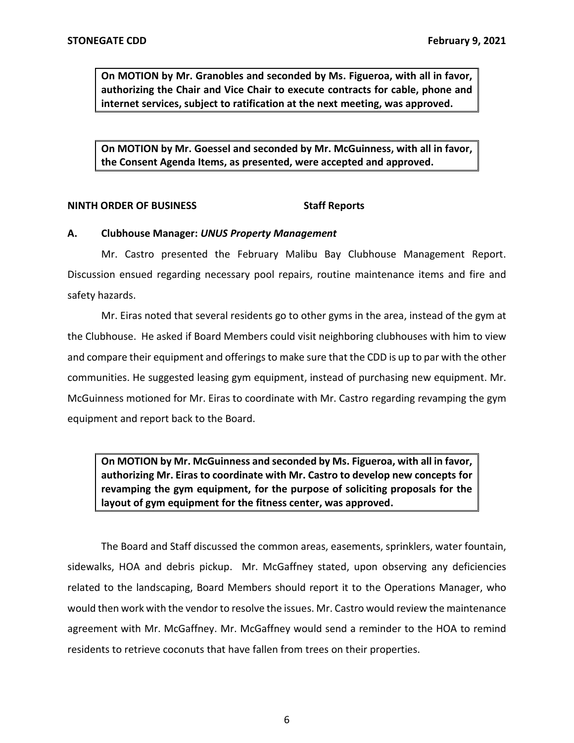**On MOTION by Mr. Granobles and seconded by Ms. Figueroa, with all in favor, authorizing the Chair and Vice Chair to execute contracts for cable, phone and internet services, subject to ratification at the next meeting, was approved.**

**On MOTION by Mr. Goessel and seconded by Mr. McGuinness, with all in favor, the Consent Agenda Items, as presented, were accepted and approved.**

**NINTH ORDER OF BUSINESS Staff Reports**

**A. Clubhouse Manager: *UNUS Property Management***

Mr. Castro presented the February Malibu Bay Clubhouse Management Report. Discussion ensued regarding necessary pool repairs, routine maintenance items and fire and safety hazards.

Mr. Eiras noted that several residents go to other gyms in the area, instead of the gym at the Clubhouse. He asked if Board Members could visit neighboring clubhouses with him to view and compare their equipment and offerings to make sure that the CDD is up to par with the other communities. He suggested leasing gym equipment, instead of purchasing new equipment. Mr. McGuinness motioned for Mr. Eiras to coordinate with Mr. Castro regarding revamping the gym equipment and report back to the Board.

**On MOTION by Mr. McGuinness and seconded by Ms. Figueroa, with all in favor, authorizing Mr. Eiras to coordinate with Mr. Castro to develop new concepts for revamping the gym equipment, for the purpose of soliciting proposals for the layout of gym equipment for the fitness center, was approved.**

The Board and Staff discussed the common areas, easements, sprinklers, water fountain, sidewalks, HOA and debris pickup. Mr. McGaffney stated, upon observing any deficiencies related to the landscaping, Board Members should report it to the Operations Manager, who would then work with the vendor to resolve the issues. Mr. Castro would review the maintenance agreement with Mr. McGaffney. Mr. McGaffney would send a reminder to the HOA to remind residents to retrieve coconuts that have fallen from trees on their properties.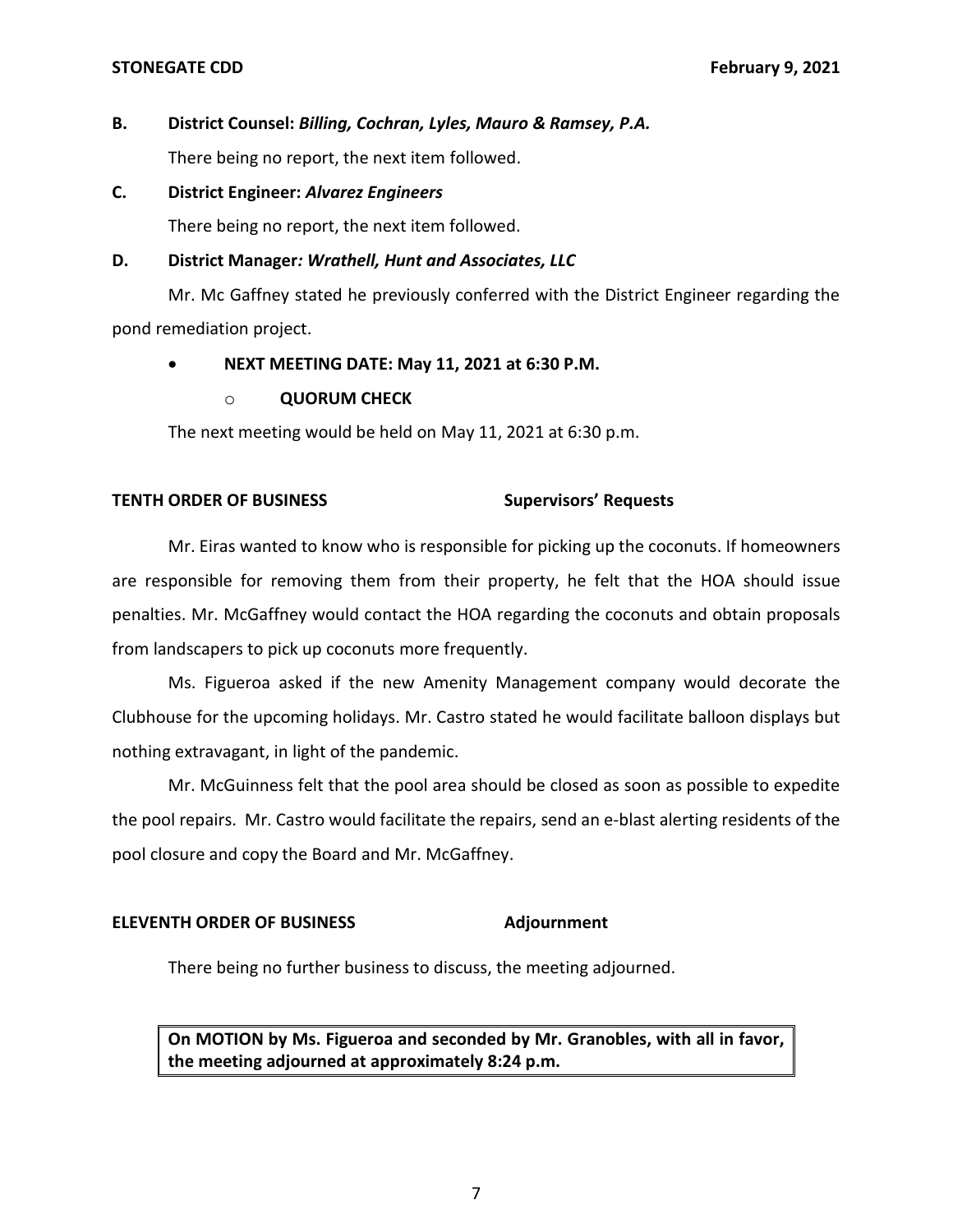**B. District Counsel:** ***Billing, Cochran, Lyles, Mauro & Ramsey, P.A.***

There being no report, the next item followed.

**C. District Engineer:** ***Alvarez Engineers***

There being no report, the next item followed.

**D. District Manager*: Wrathell, Hunt and Associates, LLC***

Mr. Mc Gaffney stated he previously conferred with the District Engineer regarding the pond remediation project.

- **NEXT MEETING DATE: May 11, 2021 at 6:30 P.M.**
  - **QUORUM CHECK**

The next meeting would be held on May 11, 2021 at 6:30 p.m.

**TENTH ORDER OF BUSINESS** **Supervisors' Requests**

Mr. Eiras wanted to know who is responsible for picking up the coconuts. If homeowners are responsible for removing them from their property, he felt that the HOA should issue penalties. Mr. McGaffney would contact the HOA regarding the coconuts and obtain proposals from landscapers to pick up coconuts more frequently.

Ms. Figueroa asked if the new Amenity Management company would decorate the Clubhouse for the upcoming holidays. Mr. Castro stated he would facilitate balloon displays but nothing extravagant, in light of the pandemic.

Mr. McGuinness felt that the pool area should be closed as soon as possible to expedite the pool repairs. Mr. Castro would facilitate the repairs, send an e-blast alerting residents of the pool closure and copy the Board and Mr. McGaffney.

**ELEVENTH ORDER OF BUSINESS** **Adjournment**

There being no further business to discuss, the meeting adjourned.

**On MOTION by Ms. Figueroa and seconded by Mr. Granobles, with all in favor, the meeting adjourned at approximately 8:24 p.m.**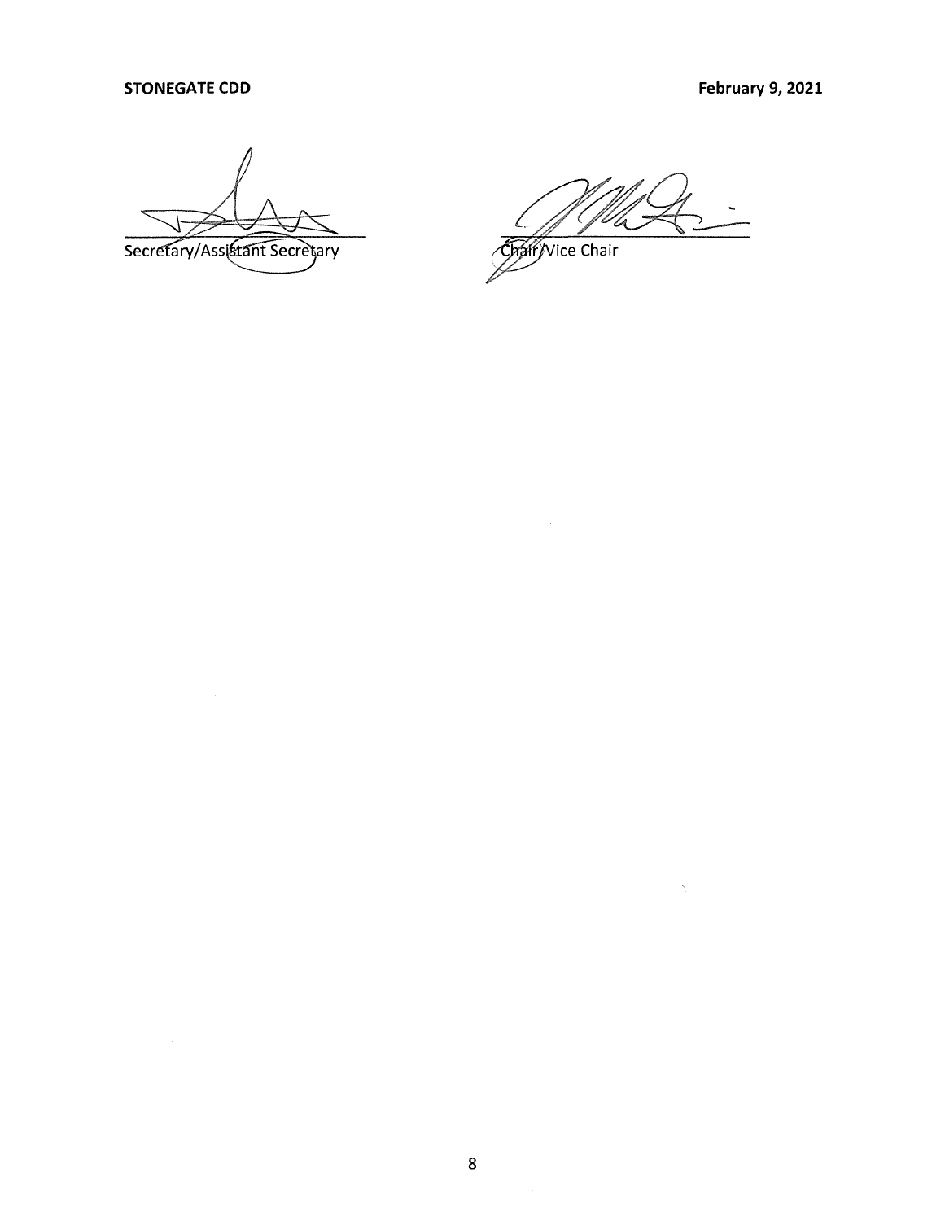Secretary/Assistant Secretary

Chair/Vice Chair